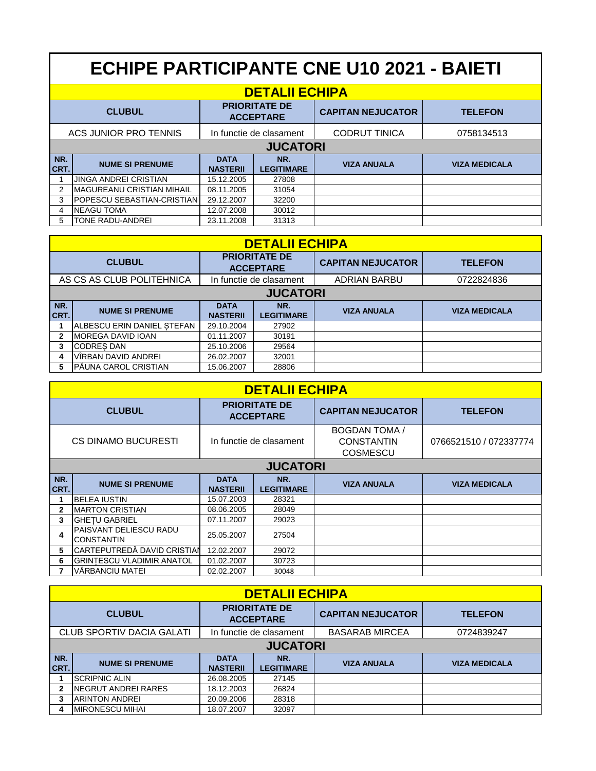# ECHIPE PARTICIPANTE CNE U10 2021 - BAIETI

## DETALII ECHIPA

| CLUBUL | PRIORITATE DE ACCEPTARE | CAPITAN NEJUCATOR | TELEFON |
|---|---|---|---|
| ACS JUNIOR PRO TENNIS | In functie de clasament | CODRUT TINICA | 0758134513 |

**JUCATORI**

| NR. CRT. | NUME SI PRENUME | DATA NASTERII | NR. LEGITIMARE | VIZA ANUALA | VIZA MEDICALA |
|---|---|---|---|---|---|
| 1 | JINGA ANDREI CRISTIAN | 15.12.2005 | 27808 | | |
| 2 | MAGUREANU CRISTIAN MIHAIL | 08.11.2005 | 31054 | | |
| 3 | POPESCU SEBASTIAN-CRISTIAN | 29.12.2007 | 32200 | | |
| 4 | NEAGU TOMA | 12.07.2008 | 30012 | | |
| 5 | TONE RADU-ANDREI | 23.11.2008 | 31313 | | |

## DETALII ECHIPA

| CLUBUL | PRIORITATE DE ACCEPTARE | CAPITAN NEJUCATOR | TELEFON |
|---|---|---|---|
| AS CS AS CLUB POLITEHNICA | In functie de clasament | ADRIAN BARBU | 0722824836 |

**JUCATORI**

| NR. CRT. | NUME SI PRENUME | DATA NASTERII | NR. LEGITIMARE | VIZA ANUALA | VIZA MEDICALA |
|---|---|---|---|---|---|
| 1 | ALBESCU ERIN DANIEL ȘTEFAN | 29.10.2004 | 27902 | | |
| 2 | MOREGA DAVID IOAN | 01.11.2007 | 30191 | | |
| 3 | CODREȘ DAN | 25.10.2006 | 29564 | | |
| 4 | VÎRBAN DAVID ANDREI | 26.02.2007 | 32001 | | |
| 5 | PĂUNA CAROL CRISTIAN | 15.06.2007 | 28806 | | |

## DETALII ECHIPA

| CLUBUL | PRIORITATE DE ACCEPTARE | CAPITAN NEJUCATOR | TELEFON |
|---|---|---|---|
| CS DINAMO BUCURESTI | In functie de clasament | BOGDAN TOMA / CONSTANTIN COSMESCU | 0766521510 / 072337774 |

**JUCATORI**

| NR. CRT. | NUME SI PRENUME | DATA NASTERII | NR. LEGITIMARE | VIZA ANUALA | VIZA MEDICALA |
|---|---|---|---|---|---|
| 1 | BELEA IUSTIN | 15.07.2003 | 28321 | | |
| 2 | MARTON CRISTIAN | 08.06.2005 | 28049 | | |
| 3 | GHEȚU GABRIEL | 07.11.2007 | 29023 | | |
| 4 | PAISVANT DELIESCU RADU CONSTANTIN | 25.05.2007 | 27504 | | |
| 5 | CARTEPUTREDĂ DAVID CRISTIAN | 12.02.2007 | 29072 | | |
| 6 | GRINȚESCU VLADIMIR ANATOL | 01.02.2007 | 30723 | | |
| 7 | VĂRBANCIU MATEI | 02.02.2007 | 30048 | | |

## DETALII ECHIPA

| CLUBUL | PRIORITATE DE ACCEPTARE | CAPITAN NEJUCATOR | TELEFON |
|---|---|---|---|
| CLUB SPORTIV DACIA GALATI | In functie de clasament | BASARAB MIRCEA | 0724839247 |

**JUCATORI**

| NR. CRT. | NUME SI PRENUME | DATA NASTERII | NR. LEGITIMARE | VIZA ANUALA | VIZA MEDICALA |
|---|---|---|---|---|---|
| 1 | SCRIPNIC ALIN | 26.08.2005 | 27145 | | |
| 2 | NEGRUT ANDREI RARES | 18.12.2003 | 26824 | | |
| 3 | ARINTON ANDREI | 20.09.2006 | 28318 | | |
| 4 | MIRONESCU MIHAI | 18.07.2007 | 32097 | | |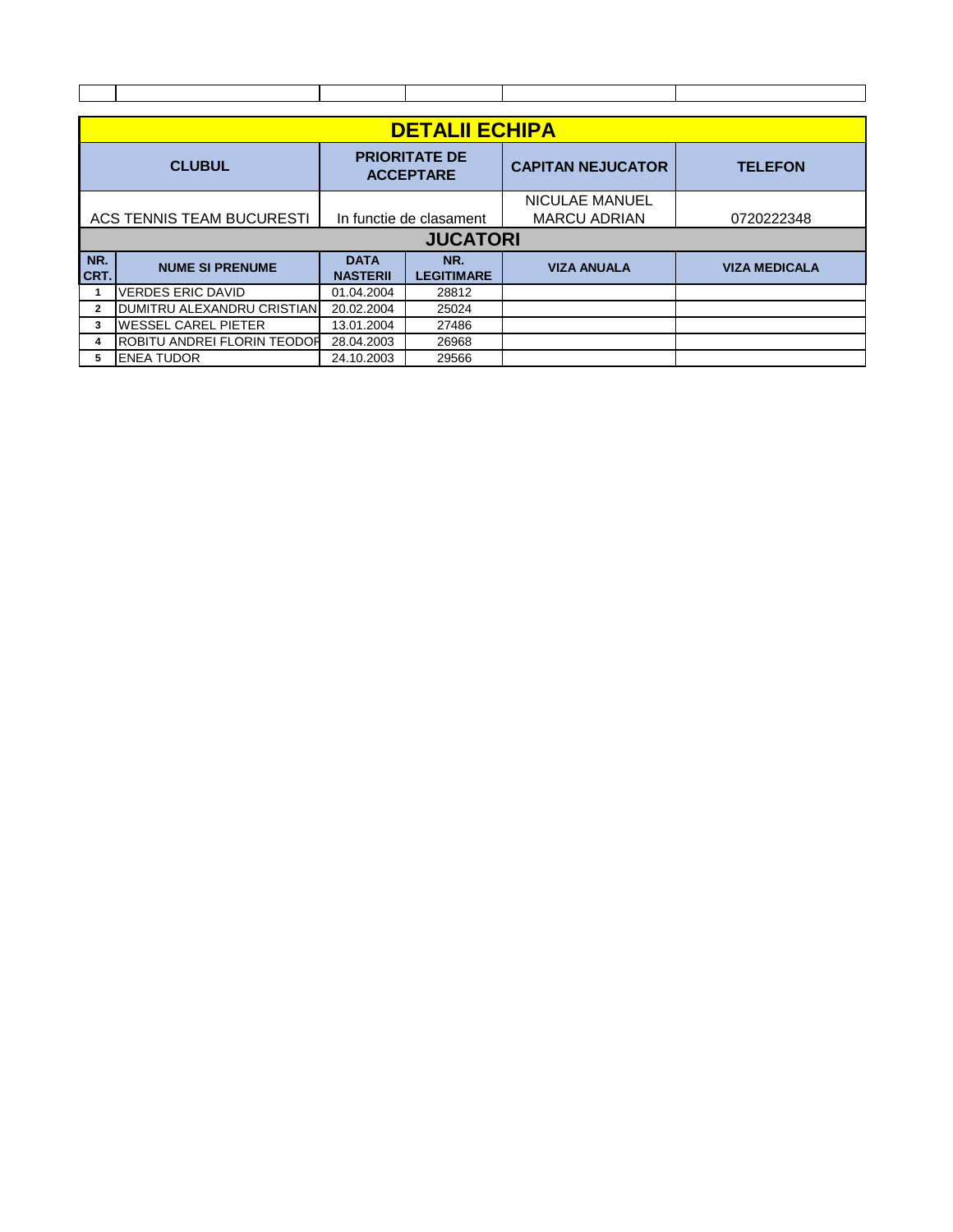## DETALII ECHIPA

| CLUBUL | PRIORITATE DE ACCEPTARE | CAPITAN NEJUCATOR | TELEFON |
|---|---|---|---|
| ACS TENNIS TEAM BUCURESTI | In functie de clasament | NICULAE MANUEL MARCU ADRIAN | 0720222348 |

## JUCATORI

| NR. CRT. | NUME SI PRENUME | DATA NASTERII | NR. LEGITIMARE | VIZA ANUALA | VIZA MEDICALA |
|---|---|---|---|---|---|
| 1 | VERDES ERIC DAVID | 01.04.2004 | 28812 | | |
| 2 | DUMITRU ALEXANDRU CRISTIAN | 20.02.2004 | 25024 | | |
| 3 | WESSEL CAREL PIETER | 13.01.2004 | 27486 | | |
| 4 | ROBITU ANDREI FLORIN TEODOR | 28.04.2003 | 26968 | | |
| 5 | ENEA TUDOR | 24.10.2003 | 29566 | | |